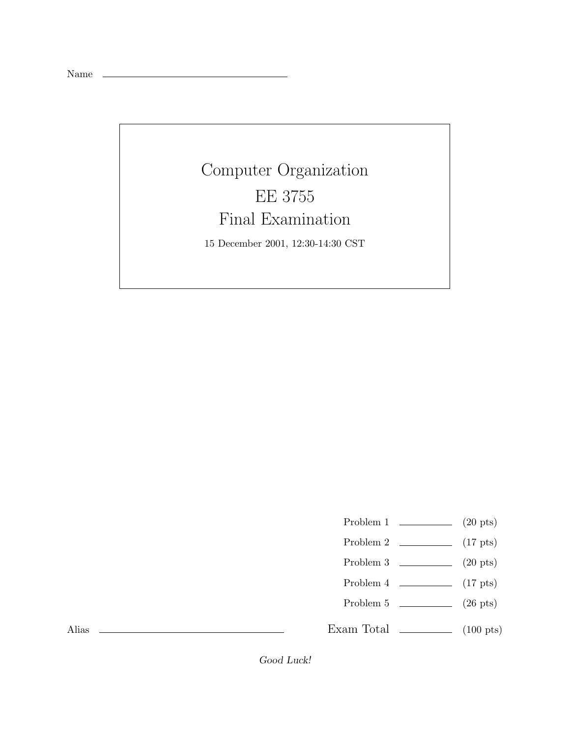Name ______________________________

# Computer Organization

## EE 3755

## Final Examination

15 December 2001, 12:30-14:30 CST

| | | |
|---|---|---|
| Problem 1 | ________ | (20 pts) |
| Problem 2 | ________ | (17 pts) |
| Problem 3 | ________ | (20 pts) |
| Problem 4 | ________ | (17 pts) |
| Problem 5 | ________ | (26 pts) |
| Exam Total | ________ | (100 pts) |

Alias ______________________________

*Good Luck!*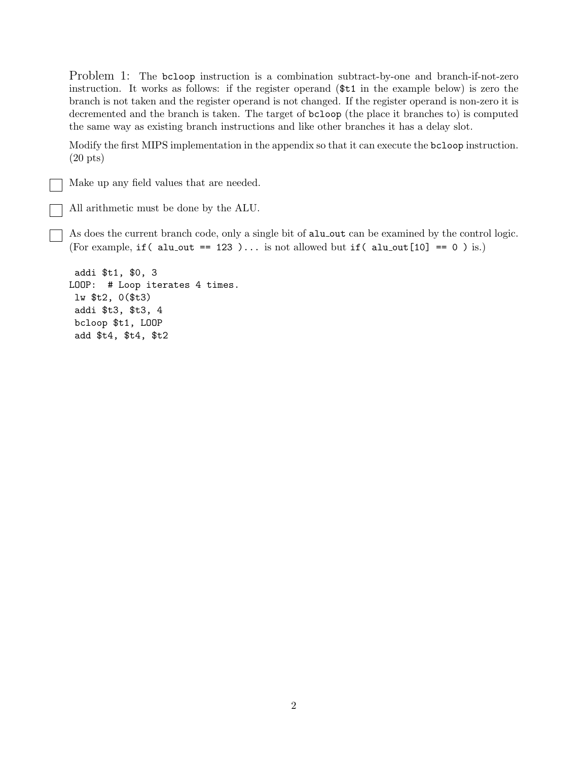Problem 1: The `bcloop` instruction is a combination subtract-by-one and branch-if-not-zero instruction. It works as follows: if the register operand (`$t1` in the example below) is zero the branch is not taken and the register operand is not changed. If the register operand is non-zero it is decremented and the branch is taken. The target of `bcloop` (the place it branches to) is computed the same way as existing branch instructions and like other branches it has a delay slot.

Modify the first MIPS implementation in the appendix so that it can execute the `bcloop` instruction. (20 pts)

- [ ] Make up any field values that are needed.

- [ ] All arithmetic must be done by the ALU.

- [ ] As does the current branch code, only a single bit of `alu_out` can be examined by the control logic. (For example, `if( alu_out == 123 )...` is not allowed but `if( alu_out[10] == 0 )` is.)

```
 addi $t1, $0, 3
LOOP:  # Loop iterates 4 times.
 lw $t2, 0($t3)
 addi $t3, $t3, 4
 bcloop $t1, LOOP
 add $t4, $t4, $t2
```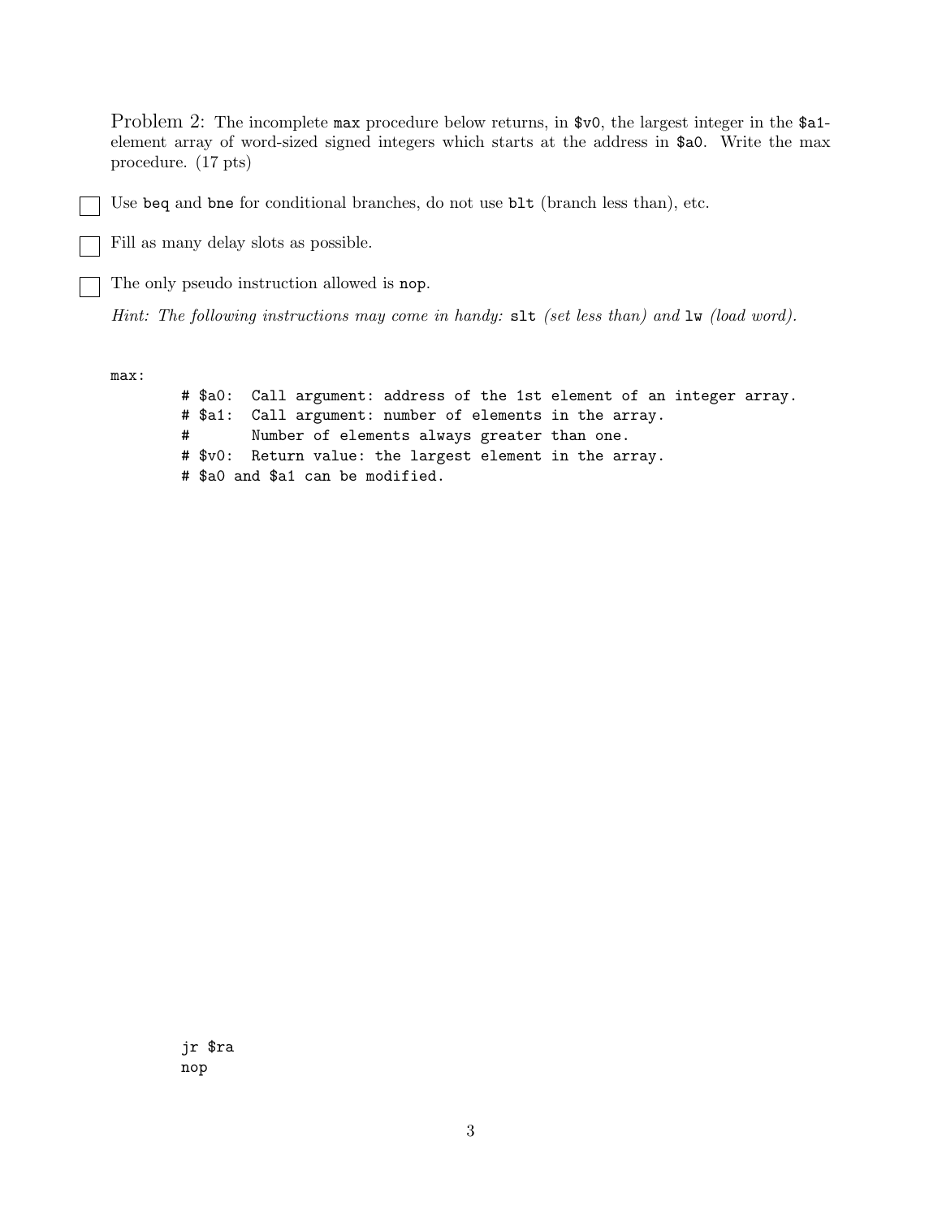Problem 2: The incomplete max procedure below returns, in $v0, the largest integer in the $a1-element array of word-sized signed integers which starts at the address in $a0. Write the max procedure. (17 pts)

- [ ] Use beq and bne for conditional branches, do not use blt (branch less than), etc.
- [ ] Fill as many delay slots as possible.
- [ ] The only pseudo instruction allowed is nop.

*Hint: The following instructions may come in handy:* slt *(set less than) and* lw *(load word).*

```
max:
        # $a0:  Call argument: address of the 1st element of an integer array.
        # $a1:  Call argument: number of elements in the array.
        #       Number of elements always greater than one.
        # $v0:  Return value: the largest element in the array.
        # $a0 and $a1 can be modified.
```

```
        jr $ra
        nop
```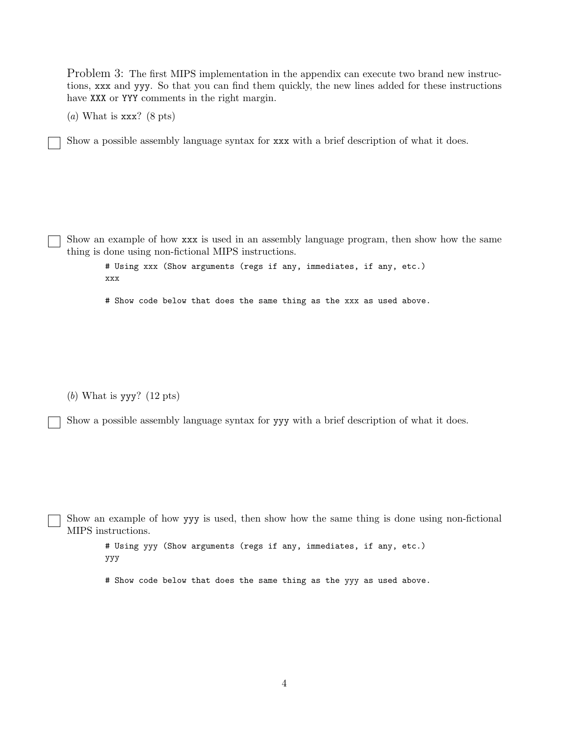Problem 3: The first MIPS implementation in the appendix can execute two brand new instructions, `xxx` and `yyy`. So that you can find them quickly, the new lines added for these instructions have `XXX` or `YYY` comments in the right margin.

(*a*) What is `xxx`? (8 pts)

☐ Show a possible assembly language syntax for `xxx` with a brief description of what it does.

☐ Show an example of how `xxx` is used in an assembly language program, then show how the same thing is done using non-fictional MIPS instructions.

```
# Using xxx (Show arguments (regs if any, immediates, if any, etc.)
xxx

# Show code below that does the same thing as the xxx as used above.
```

(*b*) What is `yyy`? (12 pts)

☐ Show a possible assembly language syntax for `yyy` with a brief description of what it does.

☐ Show an example of how `yyy` is used, then show how the same thing is done using non-fictional MIPS instructions.

```
# Using yyy (Show arguments (regs if any, immediates, if any, etc.)
yyy

# Show code below that does the same thing as the yyy as used above.
```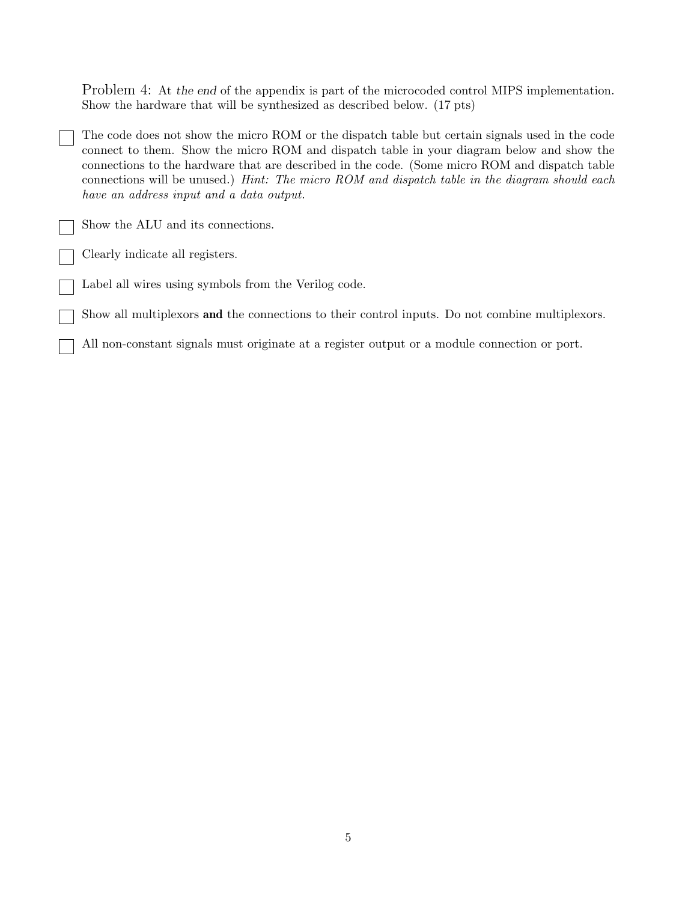Problem 4: At *the end* of the appendix is part of the microcoded control MIPS implementation. Show the hardware that will be synthesized as described below. (17 pts)

- ☐ The code does not show the micro ROM or the dispatch table but certain signals used in the code connect to them. Show the micro ROM and dispatch table in your diagram below and show the connections to the hardware that are described in the code. (Some micro ROM and dispatch table connections will be unused.) *Hint: The micro ROM and dispatch table in the diagram should each have an address input and a data output.*

- ☐ Show the ALU and its connections.

- ☐ Clearly indicate all registers.

- ☐ Label all wires using symbols from the Verilog code.

- ☐ Show all multiplexors **and** the connections to their control inputs. Do not combine multiplexors.

- ☐ All non-constant signals must originate at a register output or a module connection or port.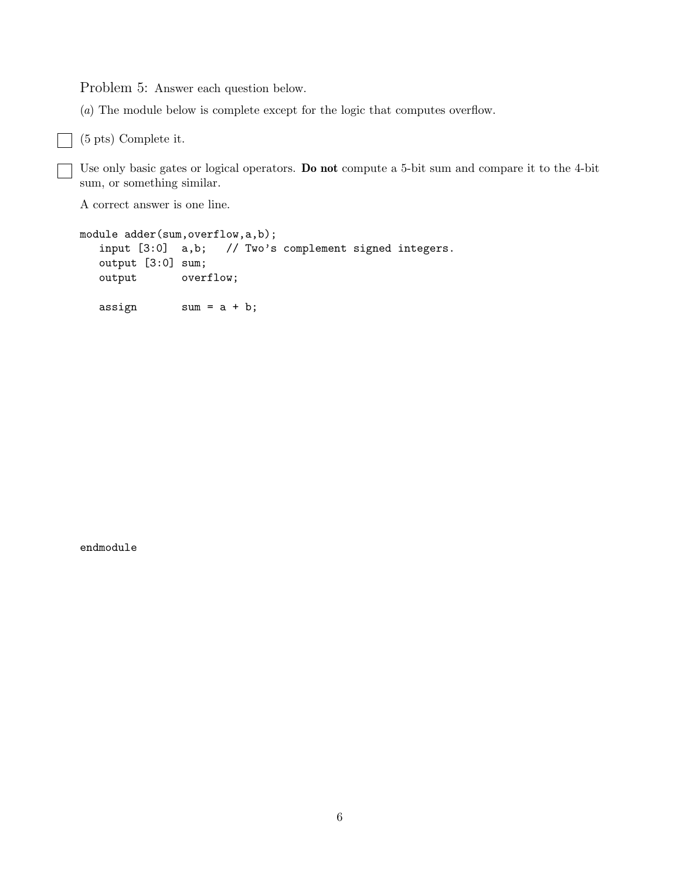Problem 5: Answer each question below.

(*a*) The module below is complete except for the logic that computes overflow.

☐ (5 pts) Complete it.

☐ Use only basic gates or logical operators. **Do not** compute a 5-bit sum and compare it to the 4-bit sum, or something similar.

A correct answer is one line.

```
module adder(sum,overflow,a,b);
   input [3:0]  a,b;   // Two's complement signed integers.
   output [3:0] sum;
   output       overflow;

   assign       sum = a + b;









endmodule
```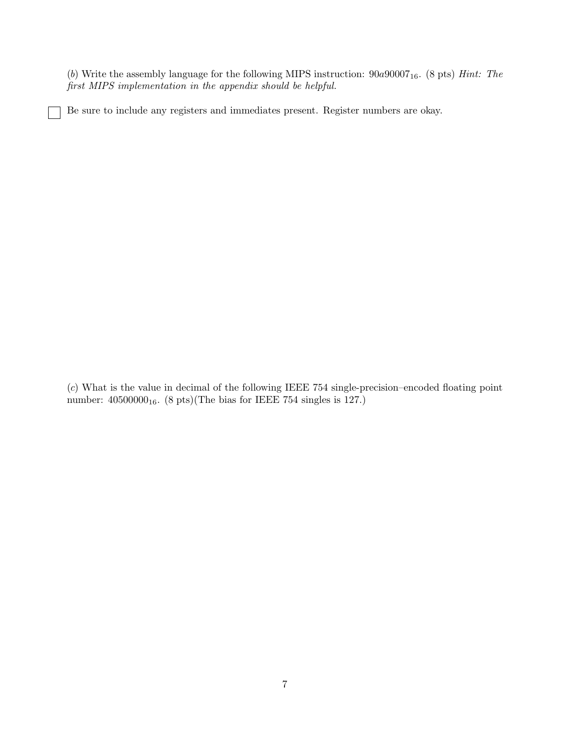(*b*) Write the assembly language for the following MIPS instruction: $90a90007_{16}$. (8 pts) *Hint: The first MIPS implementation in the appendix should be helpful.*

☐ Be sure to include any registers and immediates present. Register numbers are okay.

(*c*) What is the value in decimal of the following IEEE 754 single-precision–encoded floating point number: $40500000_{16}$. (8 pts)(The bias for IEEE 754 singles is 127.)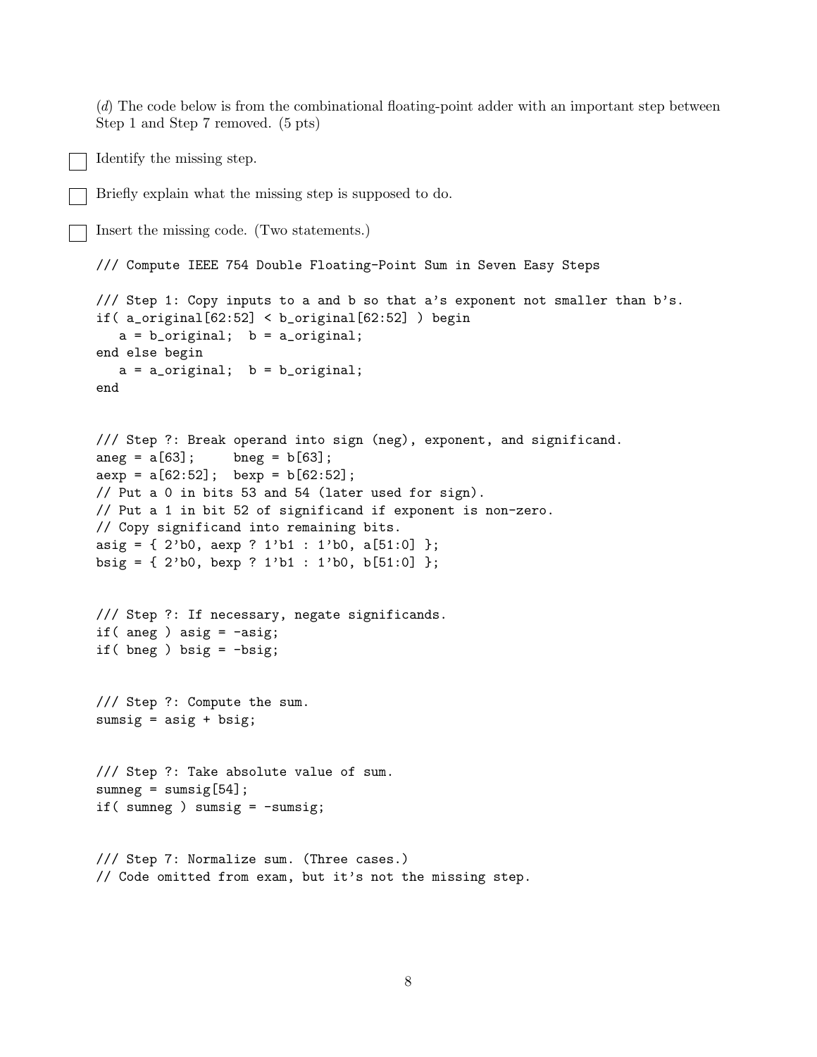(*d*) The code below is from the combinational floating-point adder with an important step between Step 1 and Step 7 removed. (5 pts)

- [ ] Identify the missing step.

- [ ] Briefly explain what the missing step is supposed to do.

- [ ] Insert the missing code. (Two statements.)

```
/// Compute IEEE 754 Double Floating-Point Sum in Seven Easy Steps

/// Step 1: Copy inputs to a and b so that a's exponent not smaller than b's.
if( a_original[62:52] < b_original[62:52] ) begin
   a = b_original;  b = a_original;
end else begin
   a = a_original;  b = b_original;
end


/// Step ?: Break operand into sign (neg), exponent, and significand.
aneg = a[63];     bneg = b[63];
aexp = a[62:52];  bexp = b[62:52];
// Put a 0 in bits 53 and 54 (later used for sign).
// Put a 1 in bit 52 of significand if exponent is non-zero.
// Copy significand into remaining bits.
asig = { 2'b0, aexp ? 1'b1 : 1'b0, a[51:0] };
bsig = { 2'b0, bexp ? 1'b1 : 1'b0, b[51:0] };


/// Step ?: If necessary, negate significands.
if( aneg ) asig = -asig;
if( bneg ) bsig = -bsig;


/// Step ?: Compute the sum.
sumsig = asig + bsig;


/// Step ?: Take absolute value of sum.
sumneg = sumsig[54];
if( sumneg ) sumsig = -sumsig;


/// Step 7: Normalize sum. (Three cases.)
// Code omitted from exam, but it's not the missing step.
```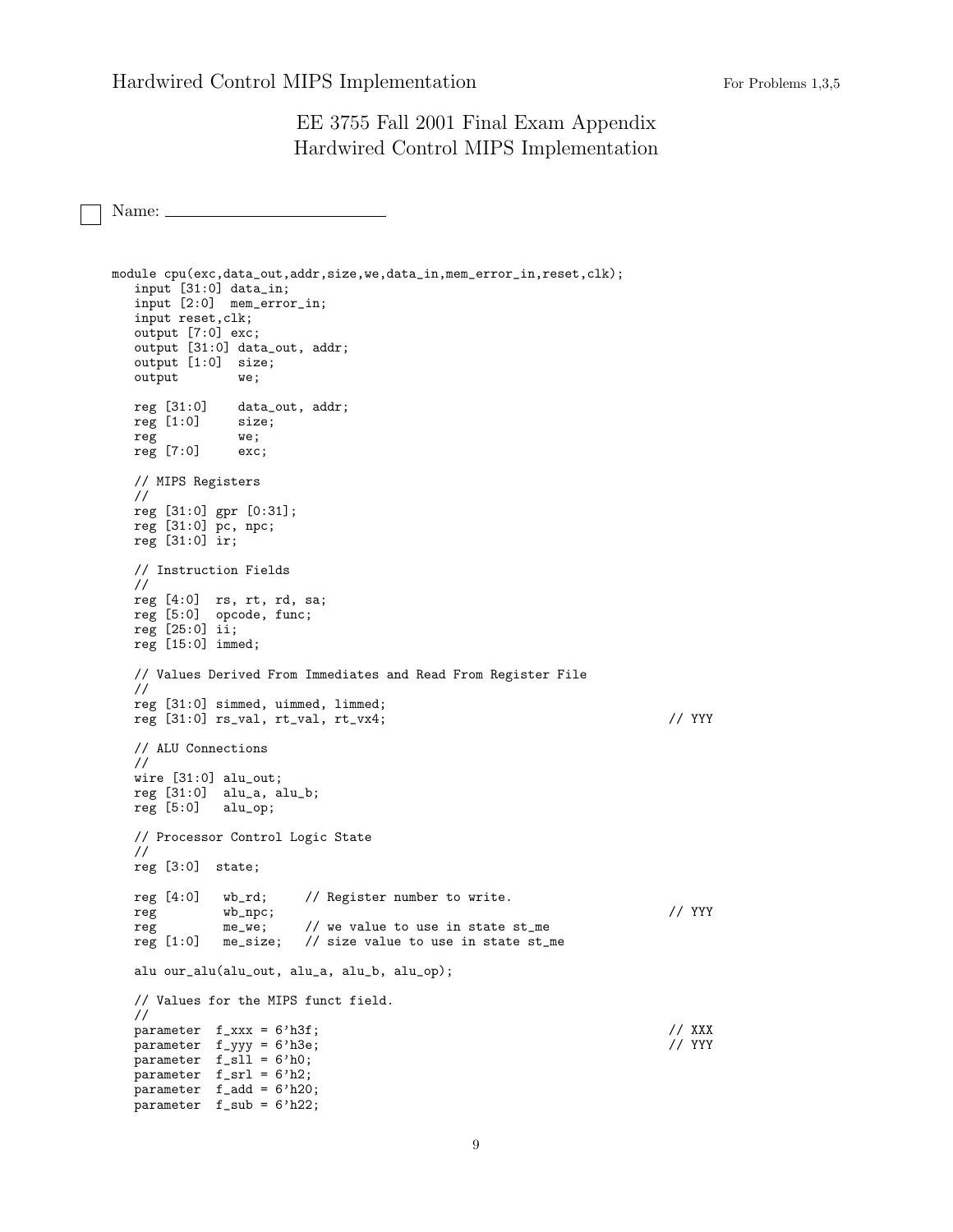# EE 3755 Fall 2001 Final Exam Appendix
# Hardwired Control MIPS Implementation

Name: ___________________________

```
module cpu(exc,data_out,addr,size,we,data_in,mem_error_in,reset,clk);
   input [31:0] data_in;
   input [2:0]  mem_error_in;
   input reset,clk;
   output [7:0] exc;
   output [31:0] data_out, addr;
   output [1:0]  size;
   output        we;

   reg [31:0]    data_out, addr;
   reg [1:0]     size;
   reg           we;
   reg [7:0]     exc;

   // MIPS Registers
   //
   reg [31:0] gpr [0:31];
   reg [31:0] pc, npc;
   reg [31:0] ir;

   // Instruction Fields
   //
   reg [4:0]  rs, rt, rd, sa;
   reg [5:0]  opcode, func;
   reg [25:0] ii;
   reg [15:0] immed;

   // Values Derived From Immediates and Read From Register File
   //
   reg [31:0] simmed, uimmed, limmed;
   reg [31:0] rs_val, rt_val, rt_vx4;                                 // YYY

   // ALU Connections
   //
   wire [31:0] alu_out;
   reg [31:0]  alu_a, alu_b;
   reg [5:0]   alu_op;

   // Processor Control Logic State
   //
   reg [3:0]  state;

   reg [4:0]   wb_rd;     // Register number to write.
   reg         wb_npc;                                                // YYY
   reg         me_we;     // we value to use in state st_me
   reg [1:0]   me_size;   // size value to use in state st_me

   alu our_alu(alu_out, alu_a, alu_b, alu_op);

   // Values for the MIPS funct field.
   //
   parameter  f_xxx = 6'h3f;                                          // XXX
   parameter  f_yyy = 6'h3e;                                          // YYY
   parameter  f_sll = 6'h0;
   parameter  f_srl = 6'h2;
   parameter  f_add = 6'h20;
   parameter  f_sub = 6'h22;
```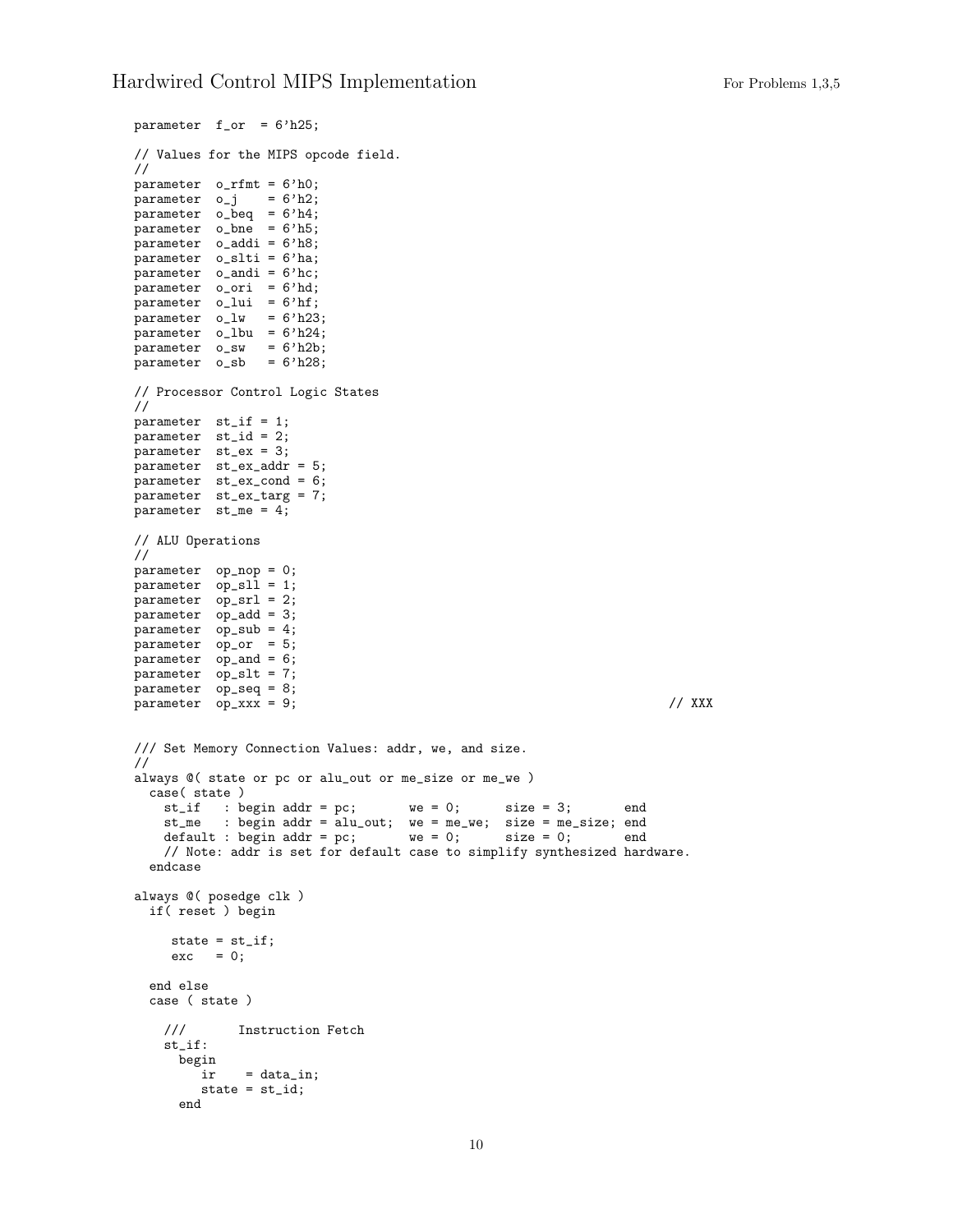```
parameter  f_or  = 6'h25;

// Values for the MIPS opcode field.
//
parameter  o_rfmt = 6'h0;
parameter  o_j    = 6'h2;
parameter  o_beq  = 6'h4;
parameter  o_bne  = 6'h5;
parameter  o_addi = 6'h8;
parameter  o_slti = 6'ha;
parameter  o_andi = 6'hc;
parameter  o_ori  = 6'hd;
parameter  o_lui  = 6'hf;
parameter  o_lw   = 6'h23;
parameter  o_lbu  = 6'h24;
parameter  o_sw   = 6'h2b;
parameter  o_sb   = 6'h28;

// Processor Control Logic States
//
parameter  st_if = 1;
parameter  st_id = 2;
parameter  st_ex = 3;
parameter  st_ex_addr = 5;
parameter  st_ex_cond = 6;
parameter  st_ex_targ = 7;
parameter  st_me = 4;

// ALU Operations
//
parameter  op_nop = 0;
parameter  op_sll = 1;
parameter  op_srl = 2;
parameter  op_add = 3;
parameter  op_sub = 4;
parameter  op_or  = 5;
parameter  op_and = 6;
parameter  op_slt = 7;
parameter  op_seq = 8;
parameter  op_xxx = 9;                                                // XXX


/// Set Memory Connection Values: addr, we, and size.
//
always @( state or pc or alu_out or me_size or me_we )
  case( state )
    st_if   : begin addr = pc;       we = 0;      size = 3;       end
    st_me   : begin addr = alu_out;  we = me_we;  size = me_size; end
    default : begin addr = pc;       we = 0;      size = 0;       end
    // Note: addr is set for default case to simplify synthesized hardware.
  endcase

always @( posedge clk )
  if( reset ) begin

     state = st_if;
     exc   = 0;

  end else
  case ( state )

    ///       Instruction Fetch
    st_if:
      begin
         ir    = data_in;
         state = st_id;
      end
```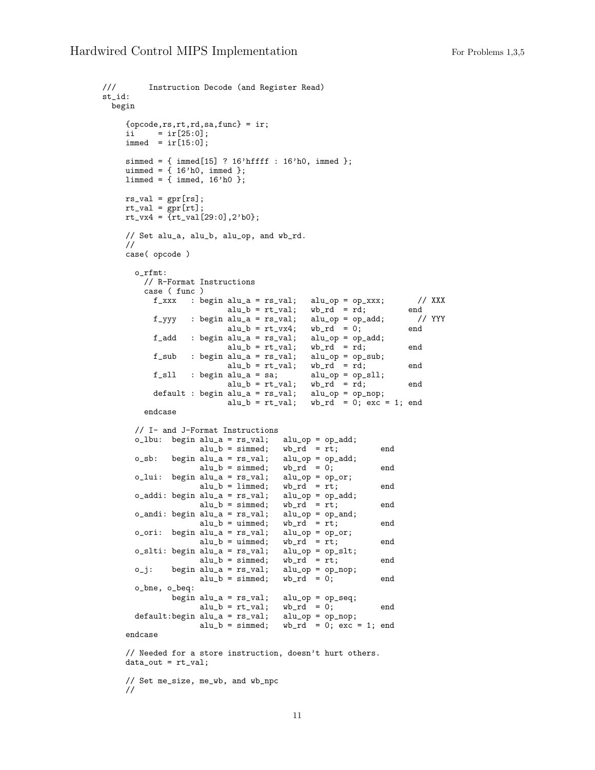```
///       Instruction Decode (and Register Read)
st_id:
  begin

     {opcode,rs,rt,rd,sa,func} = ir;
     ii     = ir[25:0];
     immed  = ir[15:0];

     simmed = { immed[15] ? 16'hffff : 16'h0, immed };
     uimmed = { 16'h0, immed };
     limmed = { immed, 16'h0 };

     rs_val = gpr[rs];
     rt_val = gpr[rt];
     rt_vx4 = {rt_val[29:0],2'b0};

     // Set alu_a, alu_b, alu_op, and wb_rd.
     //
     case( opcode )

       o_rfmt:
         // R-Format Instructions
         case ( func )
           f_xxx   : begin alu_a = rs_val;   alu_op = op_xxx;       // XXX
                           alu_b = rt_val;   wb_rd  = rd;         end
           f_yyy   : begin alu_a = rs_val;   alu_op = op_add;       // YYY
                           alu_b = rt_vx4;   wb_rd  = 0;          end
           f_add   : begin alu_a = rs_val;   alu_op = op_add;
                           alu_b = rt_val;   wb_rd  = rd;         end
           f_sub   : begin alu_a = rs_val;   alu_op = op_sub;
                           alu_b = rt_val;   wb_rd  = rd;         end
           f_sll   : begin alu_a = sa;       alu_op = op_sll;
                           alu_b = rt_val;   wb_rd  = rd;         end
           default : begin alu_a = rs_val;   alu_op = op_nop;
                           alu_b = rt_val;   wb_rd  = 0; exc = 1; end
         endcase

       // I- and J-Format Instructions
       o_lbu:  begin alu_a = rs_val;   alu_op = op_add;
                     alu_b = simmed;   wb_rd  = rt;         end
       o_sb:   begin alu_a = rs_val;   alu_op = op_add;
                     alu_b = simmed;   wb_rd  = 0;          end
       o_lui:  begin alu_a = rs_val;   alu_op = op_or;
                     alu_b = limmed;   wb_rd  = rt;         end
       o_addi: begin alu_a = rs_val;   alu_op = op_add;
                     alu_b = simmed;   wb_rd  = rt;         end
       o_andi: begin alu_a = rs_val;   alu_op = op_and;
                     alu_b = uimmed;   wb_rd  = rt;         end
       o_ori:  begin alu_a = rs_val;   alu_op = op_or;
                     alu_b = uimmed;   wb_rd  = rt;         end
       o_slti: begin alu_a = rs_val;   alu_op = op_slt;
                     alu_b = simmed;   wb_rd  = rt;         end
       o_j:    begin alu_a = rs_val;   alu_op = op_nop;
                     alu_b = simmed;   wb_rd  = 0;          end
       o_bne, o_beq:
               begin alu_a = rs_val;   alu_op = op_seq;
                     alu_b = rt_val;   wb_rd  = 0;          end
       default:begin alu_a = rs_val;   alu_op = op_nop;
                     alu_b = simmed;   wb_rd  = 0; exc = 1; end
     endcase

     // Needed for a store instruction, doesn't hurt others.
     data_out = rt_val;

     // Set me_size, me_wb, and wb_npc
     //
```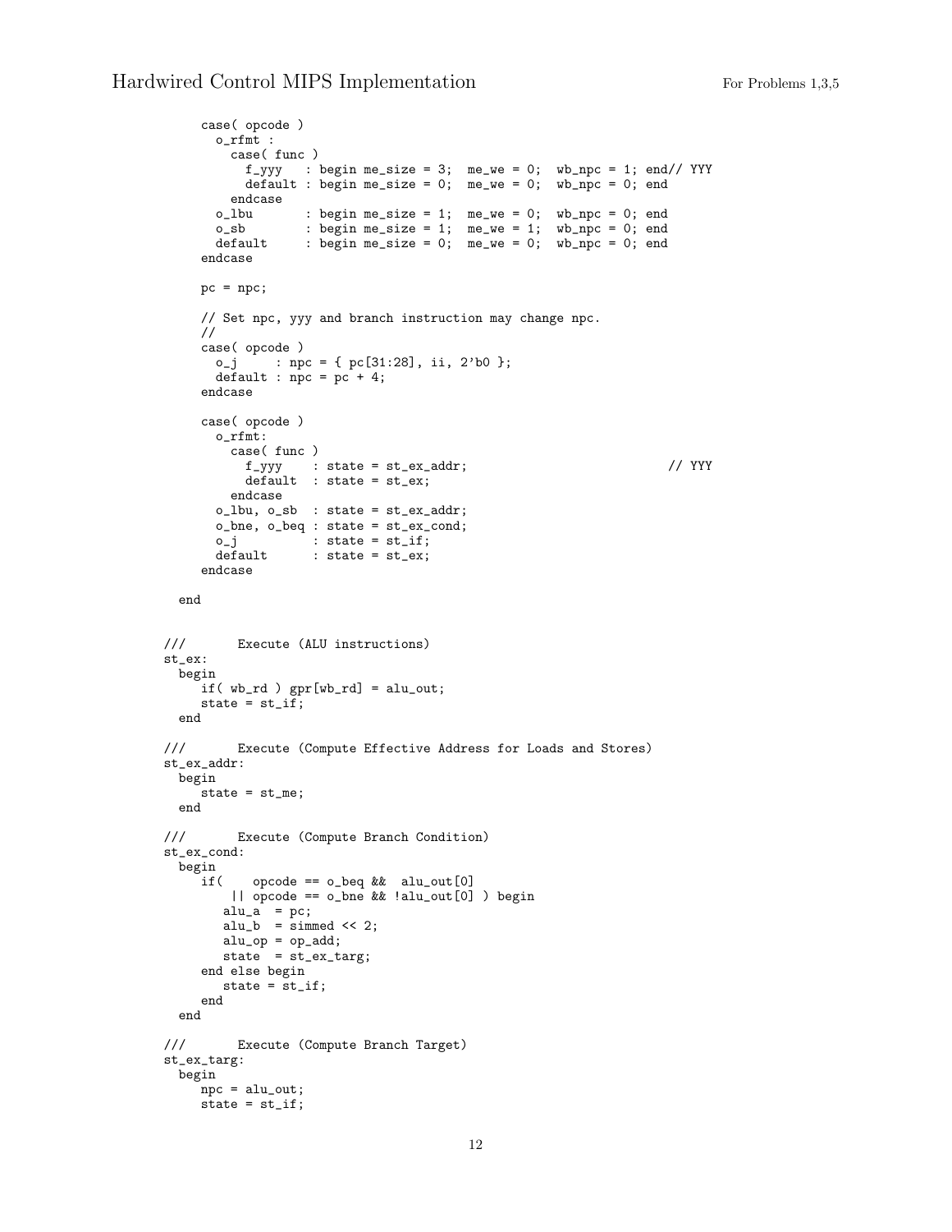```
      case( opcode )
        o_rfmt :
          case( func )
            f_yyy   : begin me_size = 3;  me_we = 0;  wb_npc = 1; end// YYY
            default : begin me_size = 0;  me_we = 0;  wb_npc = 0; end
          endcase
        o_lbu       : begin me_size = 1;  me_we = 0;  wb_npc = 0; end
        o_sb        : begin me_size = 1;  me_we = 1;  wb_npc = 0; end
        default     : begin me_size = 0;  me_we = 0;  wb_npc = 0; end
      endcase

      pc = npc;

      // Set npc, yyy and branch instruction may change npc.
      //
      case( opcode )
        o_j     : npc = { pc[31:28], ii, 2'b0 };
        default : npc = pc + 4;
      endcase

      case( opcode )
        o_rfmt:
          case( func )
            f_yyy    : state = st_ex_addr;                          // YYY
            default  : state = st_ex;
          endcase
        o_lbu, o_sb  : state = st_ex_addr;
        o_bne, o_beq : state = st_ex_cond;
        o_j          : state = st_if;
        default      : state = st_ex;
      endcase

    end


 ///       Execute (ALU instructions)
 st_ex:
   begin
      if( wb_rd ) gpr[wb_rd] = alu_out;
      state = st_if;
   end

 ///       Execute (Compute Effective Address for Loads and Stores)
 st_ex_addr:
   begin
      state = st_me;
   end

 ///       Execute (Compute Branch Condition)
 st_ex_cond:
   begin
      if(    opcode == o_beq &&  alu_out[0]
          || opcode == o_bne && !alu_out[0] ) begin
         alu_a  = pc;
         alu_b  = simmed << 2;
         alu_op = op_add;
         state  = st_ex_targ;
      end else begin
         state = st_if;
      end
   end

 ///       Execute (Compute Branch Target)
 st_ex_targ:
   begin
      npc = alu_out;
      state = st_if;
```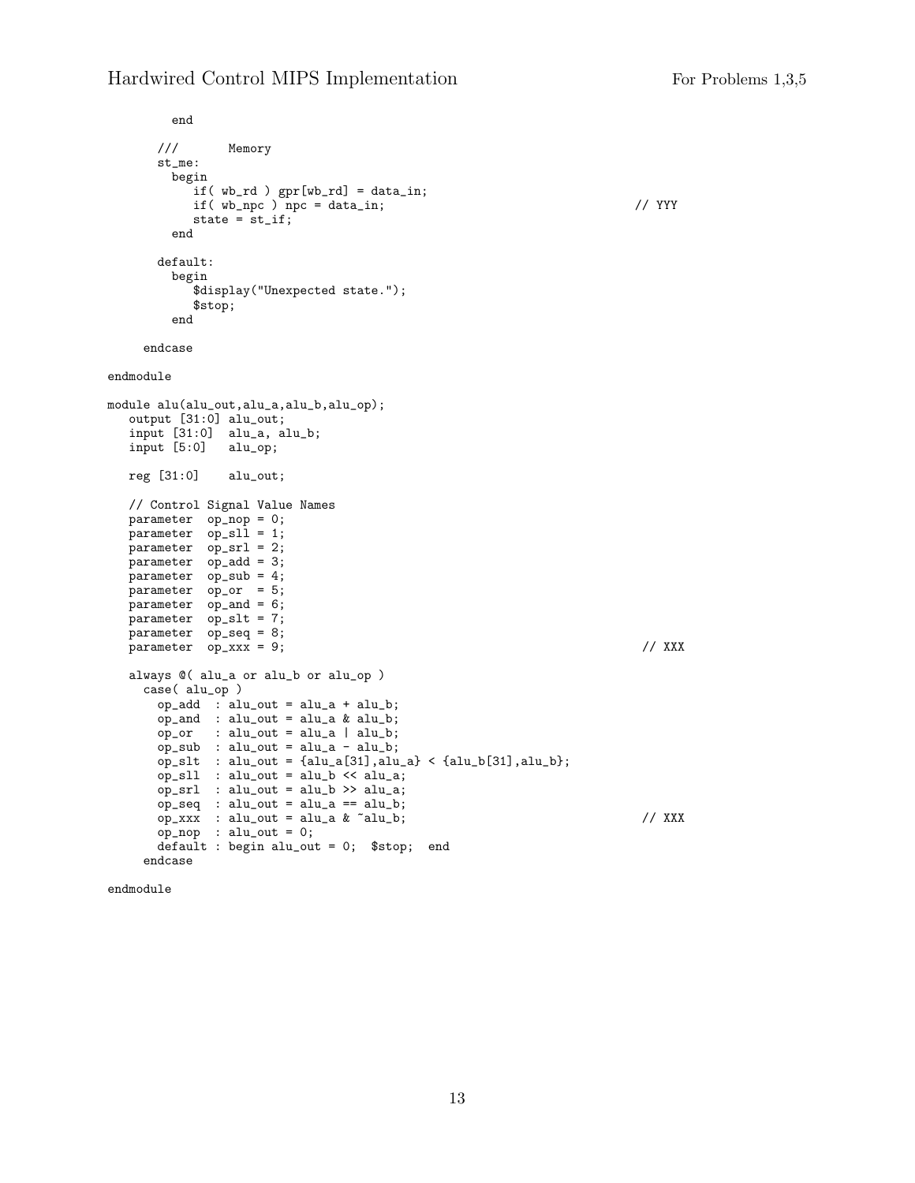```
        end

      ///       Memory
      st_me:
        begin
           if( wb_rd ) gpr[wb_rd] = data_in;
           if( wb_npc ) npc = data_in;                                    // YYY
           state = st_if;
        end

      default:
        begin
           $display("Unexpected state.");
           $stop;
        end

    endcase

endmodule

module alu(alu_out,alu_a,alu_b,alu_op);
   output [31:0] alu_out;
   input [31:0]  alu_a, alu_b;
   input [5:0]   alu_op;

   reg [31:0]    alu_out;

   // Control Signal Value Names
   parameter  op_nop = 0;
   parameter  op_sll = 1;
   parameter  op_srl = 2;
   parameter  op_add = 3;
   parameter  op_sub = 4;
   parameter  op_or  = 5;
   parameter  op_and = 6;
   parameter  op_slt = 7;
   parameter  op_seq = 8;
   parameter  op_xxx = 9;                                                  // XXX

   always @( alu_a or alu_b or alu_op )
     case( alu_op )
       op_add  : alu_out = alu_a + alu_b;
       op_and  : alu_out = alu_a & alu_b;
       op_or   : alu_out = alu_a | alu_b;
       op_sub  : alu_out = alu_a - alu_b;
       op_slt  : alu_out = {alu_a[31],alu_a} < {alu_b[31],alu_b};
       op_sll  : alu_out = alu_b << alu_a;
       op_srl  : alu_out = alu_b >> alu_a;
       op_seq  : alu_out = alu_a == alu_b;
       op_xxx  : alu_out = alu_a & ~alu_b;                                 // XXX
       op_nop  : alu_out = 0;
       default : begin alu_out = 0;  $stop;  end
     endcase

endmodule
```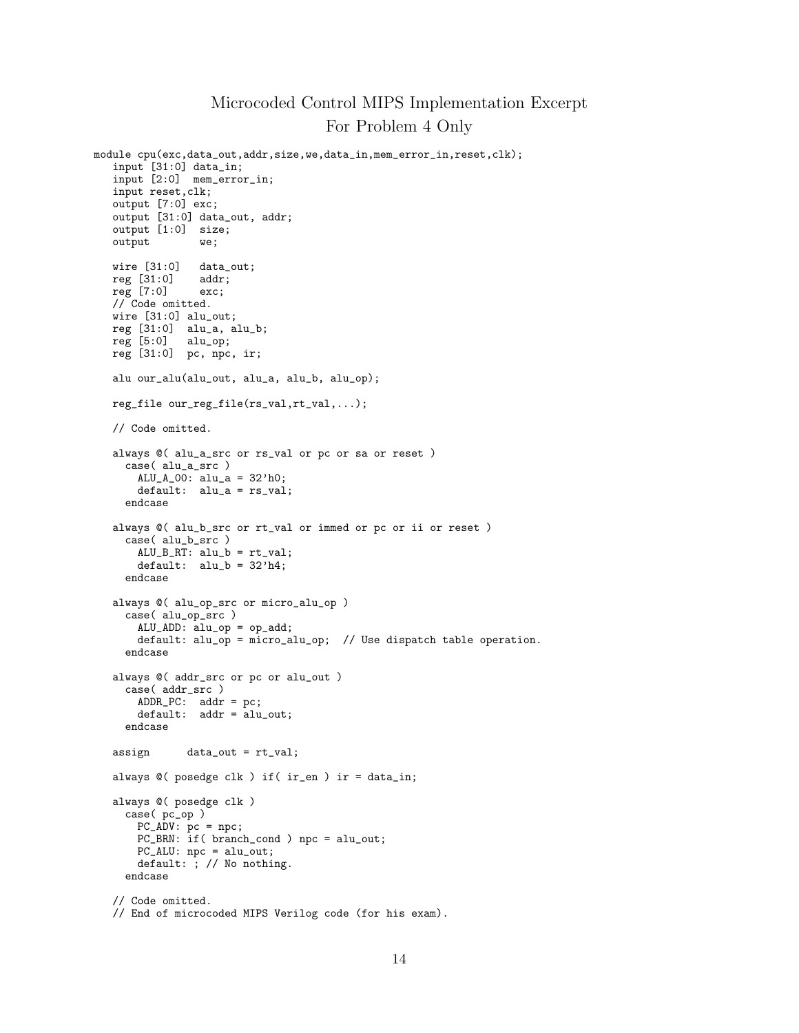# Microcoded Control MIPS Implementation Excerpt
## For Problem 4 Only

```
module cpu(exc,data_out,addr,size,we,data_in,mem_error_in,reset,clk);
   input [31:0] data_in;
   input [2:0]  mem_error_in;
   input reset,clk;
   output [7:0] exc;
   output [31:0] data_out, addr;
   output [1:0]  size;
   output        we;

   wire [31:0]   data_out;
   reg [31:0]    addr;
   reg [7:0]     exc;
   // Code omitted.
   wire [31:0] alu_out;
   reg [31:0]  alu_a, alu_b;
   reg [5:0]   alu_op;
   reg [31:0]  pc, npc, ir;

   alu our_alu(alu_out, alu_a, alu_b, alu_op);

   reg_file our_reg_file(rs_val,rt_val,...);

   // Code omitted.

   always @( alu_a_src or rs_val or pc or sa or reset )
     case( alu_a_src )
       ALU_A_00: alu_a = 32'h0;
       default:  alu_a = rs_val;
     endcase

   always @( alu_b_src or rt_val or immed or pc or ii or reset )
     case( alu_b_src )
       ALU_B_RT: alu_b = rt_val;
       default:  alu_b = 32'h4;
     endcase

   always @( alu_op_src or micro_alu_op )
     case( alu_op_src )
       ALU_ADD: alu_op = op_add;
       default: alu_op = micro_alu_op;  // Use dispatch table operation.
     endcase

   always @( addr_src or pc or alu_out )
     case( addr_src )
       ADDR_PC:  addr = pc;
       default:  addr = alu_out;
     endcase

   assign      data_out = rt_val;

   always @( posedge clk ) if( ir_en ) ir = data_in;

   always @( posedge clk )
     case( pc_op )
       PC_ADV: pc = npc;
       PC_BRN: if( branch_cond ) npc = alu_out;
       PC_ALU: npc = alu_out;
       default: ; // No nothing.
     endcase

   // Code omitted.
   // End of microcoded MIPS Verilog code (for his exam).
```